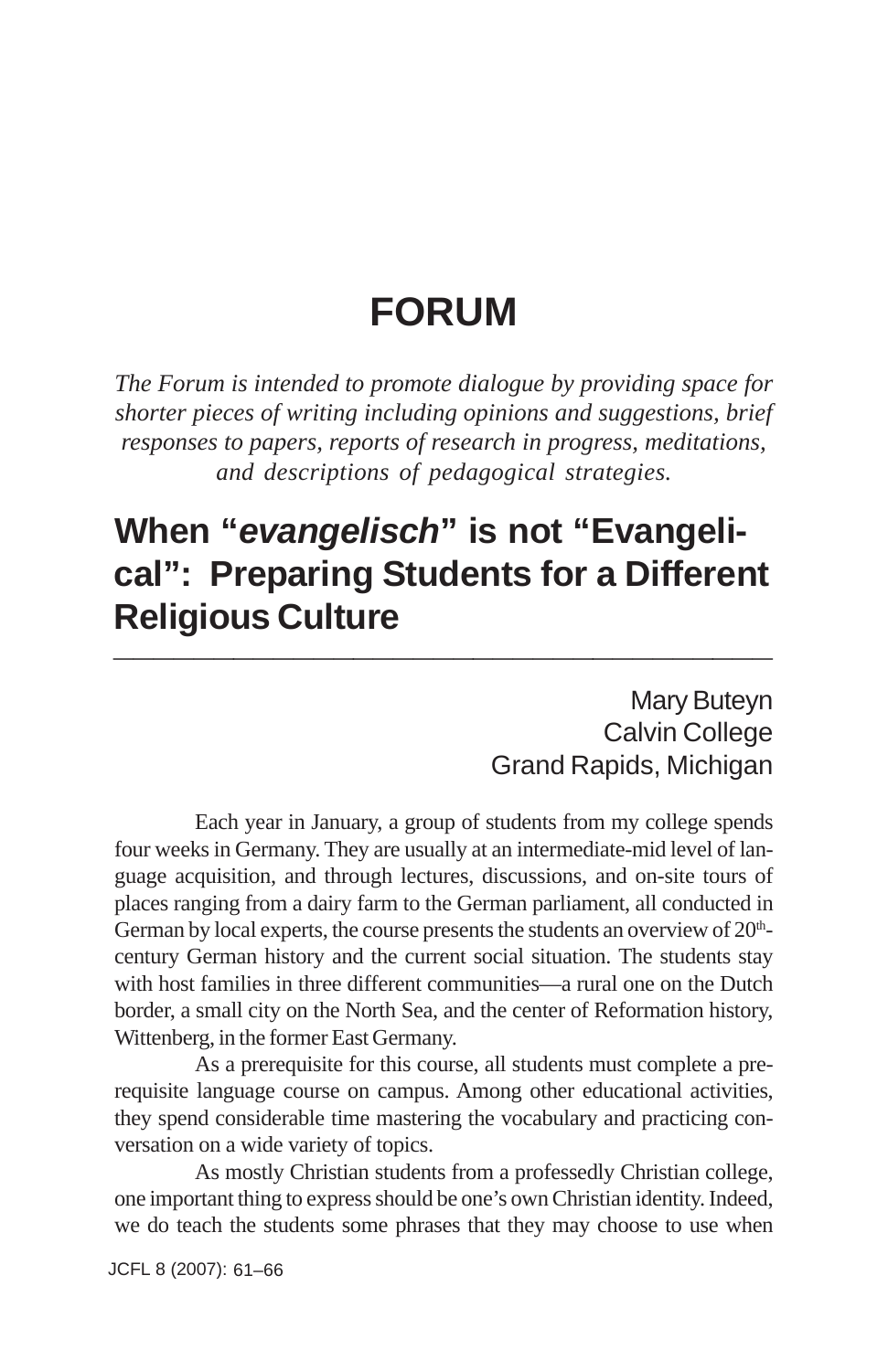# FORUM

*The Forum is intended to promote dialogue by providing space for shorter pieces of writing including opinions and suggestions, brief responses to papers, reports of research in progress, meditations, and descriptions of pedagogical strategies.*

## When "*evangelisch*" is not "Evangelical": Preparing Students for a Different Religious Culture

Mary Buteyn
Calvin College
Grand Rapids, Michigan

Each year in January, a group of students from my college spends four weeks in Germany. They are usually at an intermediate-mid level of language acquisition, and through lectures, discussions, and on-site tours of places ranging from a dairy farm to the German parliament, all conducted in German by local experts, the course presents the students an overview of 20th-century German history and the current social situation. The students stay with host families in three different communities—a rural one on the Dutch border, a small city on the North Sea, and the center of Reformation history, Wittenberg, in the former East Germany.

As a prerequisite for this course, all students must complete a prerequisite language course on campus. Among other educational activities, they spend considerable time mastering the vocabulary and practicing conversation on a wide variety of topics.

As mostly Christian students from a professedly Christian college, one important thing to express should be one's own Christian identity. Indeed, we do teach the students some phrases that they may choose to use when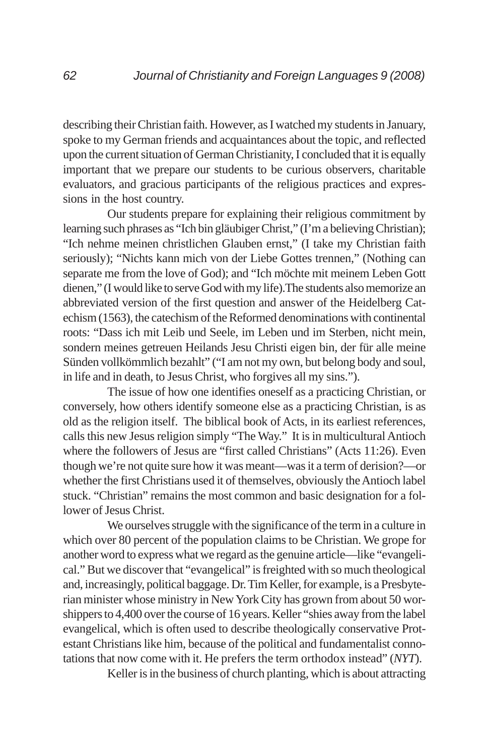describing their Christian faith. However, as I watched my students in January, spoke to my German friends and acquaintances about the topic, and reflected upon the current situation of German Christianity, I concluded that it is equally important that we prepare our students to be curious observers, charitable evaluators, and gracious participants of the religious practices and expressions in the host country.

Our students prepare for explaining their religious commitment by learning such phrases as "Ich bin gläubiger Christ," (I'm a believing Christian); "Ich nehme meinen christlichen Glauben ernst," (I take my Christian faith seriously); "Nichts kann mich von der Liebe Gottes trennen," (Nothing can separate me from the love of God); and "Ich möchte mit meinem Leben Gott dienen," (I would like to serve God with my life).The students also memorize an abbreviated version of the first question and answer of the Heidelberg Catechism (1563), the catechism of the Reformed denominations with continental roots: "Dass ich mit Leib und Seele, im Leben und im Sterben, nicht mein, sondern meines getreuen Heilands Jesu Christi eigen bin, der für alle meine Sünden vollkömmlich bezahlt" ("I am not my own, but belong body and soul, in life and in death, to Jesus Christ, who forgives all my sins.").

The issue of how one identifies oneself as a practicing Christian, or conversely, how others identify someone else as a practicing Christian, is as old as the religion itself. The biblical book of Acts, in its earliest references, calls this new Jesus religion simply "The Way." It is in multicultural Antioch where the followers of Jesus are "first called Christians" (Acts 11:26). Even though we're not quite sure how it was meant—was it a term of derision?—or whether the first Christians used it of themselves, obviously the Antioch label stuck. "Christian" remains the most common and basic designation for a follower of Jesus Christ.

We ourselves struggle with the significance of the term in a culture in which over 80 percent of the population claims to be Christian. We grope for another word to express what we regard as the genuine article—like "evangelical." But we discover that "evangelical" is freighted with so much theological and, increasingly, political baggage. Dr. Tim Keller, for example, is a Presbyterian minister whose ministry in New York City has grown from about 50 worshippers to 4,400 over the course of 16 years. Keller "shies away from the label evangelical, which is often used to describe theologically conservative Protestant Christians like him, because of the political and fundamentalist connotations that now come with it. He prefers the term orthodox instead" (*NYT*).

Keller is in the business of church planting, which is about attracting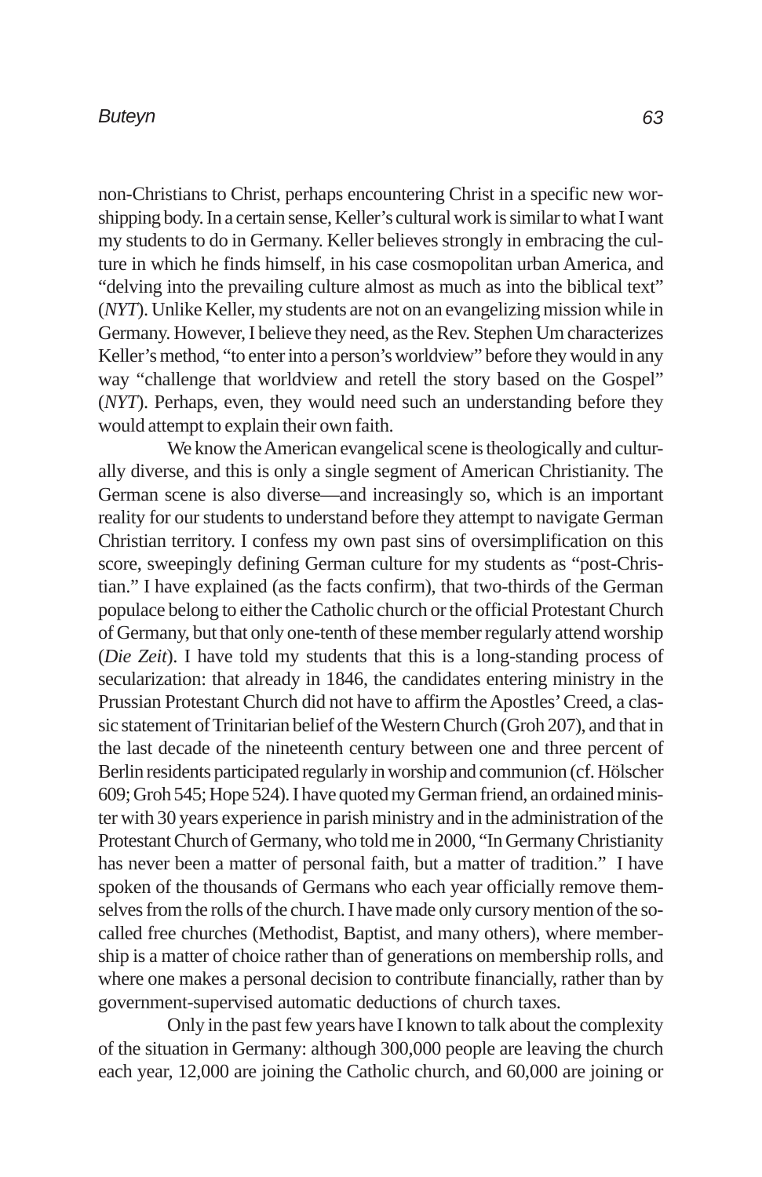non-Christians to Christ, perhaps encountering Christ in a specific new worshipping body. In a certain sense, Keller's cultural work is similar to what I want my students to do in Germany. Keller believes strongly in embracing the culture in which he finds himself, in his case cosmopolitan urban America, and "delving into the prevailing culture almost as much as into the biblical text" (*NYT*). Unlike Keller, my students are not on an evangelizing mission while in Germany. However, I believe they need, as the Rev. Stephen Um characterizes Keller's method, "to enter into a person's worldview" before they would in any way "challenge that worldview and retell the story based on the Gospel" (*NYT*). Perhaps, even, they would need such an understanding before they would attempt to explain their own faith.

We know the American evangelical scene is theologically and culturally diverse, and this is only a single segment of American Christianity. The German scene is also diverse—and increasingly so, which is an important reality for our students to understand before they attempt to navigate German Christian territory. I confess my own past sins of oversimplification on this score, sweepingly defining German culture for my students as "post-Christian." I have explained (as the facts confirm), that two-thirds of the German populace belong to either the Catholic church or the official Protestant Church of Germany, but that only one-tenth of these member regularly attend worship (*Die Zeit*). I have told my students that this is a long-standing process of secularization: that already in 1846, the candidates entering ministry in the Prussian Protestant Church did not have to affirm the Apostles' Creed, a classic statement of Trinitarian belief of the Western Church (Groh 207), and that in the last decade of the nineteenth century between one and three percent of Berlin residents participated regularly in worship and communion (cf. Hölscher 609; Groh 545; Hope 524). I have quoted my German friend, an ordained minister with 30 years experience in parish ministry and in the administration of the Protestant Church of Germany, who told me in 2000, "In Germany Christianity has never been a matter of personal faith, but a matter of tradition." I have spoken of the thousands of Germans who each year officially remove themselves from the rolls of the church. I have made only cursory mention of the so-called free churches (Methodist, Baptist, and many others), where membership is a matter of choice rather than of generations on membership rolls, and where one makes a personal decision to contribute financially, rather than by government-supervised automatic deductions of church taxes.

Only in the past few years have I known to talk about the complexity of the situation in Germany: although 300,000 people are leaving the church each year, 12,000 are joining the Catholic church, and 60,000 are joining or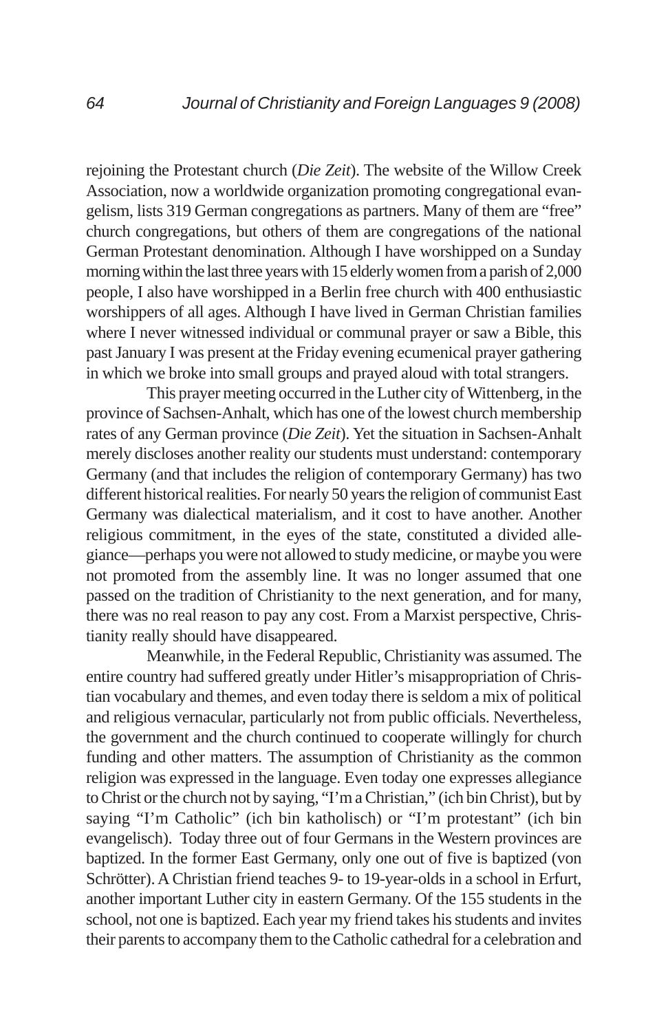rejoining the Protestant church (*Die Zeit*). The website of the Willow Creek Association, now a worldwide organization promoting congregational evangelism, lists 319 German congregations as partners. Many of them are "free" church congregations, but others of them are congregations of the national German Protestant denomination. Although I have worshipped on a Sunday morning within the last three years with 15 elderly women from a parish of 2,000 people, I also have worshipped in a Berlin free church with 400 enthusiastic worshippers of all ages. Although I have lived in German Christian families where I never witnessed individual or communal prayer or saw a Bible, this past January I was present at the Friday evening ecumenical prayer gathering in which we broke into small groups and prayed aloud with total strangers.

This prayer meeting occurred in the Luther city of Wittenberg, in the province of Sachsen-Anhalt, which has one of the lowest church membership rates of any German province (*Die Zeit*). Yet the situation in Sachsen-Anhalt merely discloses another reality our students must understand: contemporary Germany (and that includes the religion of contemporary Germany) has two different historical realities. For nearly 50 years the religion of communist East Germany was dialectical materialism, and it cost to have another. Another religious commitment, in the eyes of the state, constituted a divided allegiance—perhaps you were not allowed to study medicine, or maybe you were not promoted from the assembly line. It was no longer assumed that one passed on the tradition of Christianity to the next generation, and for many, there was no real reason to pay any cost. From a Marxist perspective, Christianity really should have disappeared.

Meanwhile, in the Federal Republic, Christianity was assumed. The entire country had suffered greatly under Hitler's misappropriation of Christian vocabulary and themes, and even today there is seldom a mix of political and religious vernacular, particularly not from public officials. Nevertheless, the government and the church continued to cooperate willingly for church funding and other matters. The assumption of Christianity as the common religion was expressed in the language. Even today one expresses allegiance to Christ or the church not by saying, "I'm a Christian," (ich bin Christ), but by saying "I'm Catholic" (ich bin katholisch) or "I'm protestant" (ich bin evangelisch). Today three out of four Germans in the Western provinces are baptized. In the former East Germany, only one out of five is baptized (von Schrötter). A Christian friend teaches 9- to 19-year-olds in a school in Erfurt, another important Luther city in eastern Germany. Of the 155 students in the school, not one is baptized. Each year my friend takes his students and invites their parents to accompany them to the Catholic cathedral for a celebration and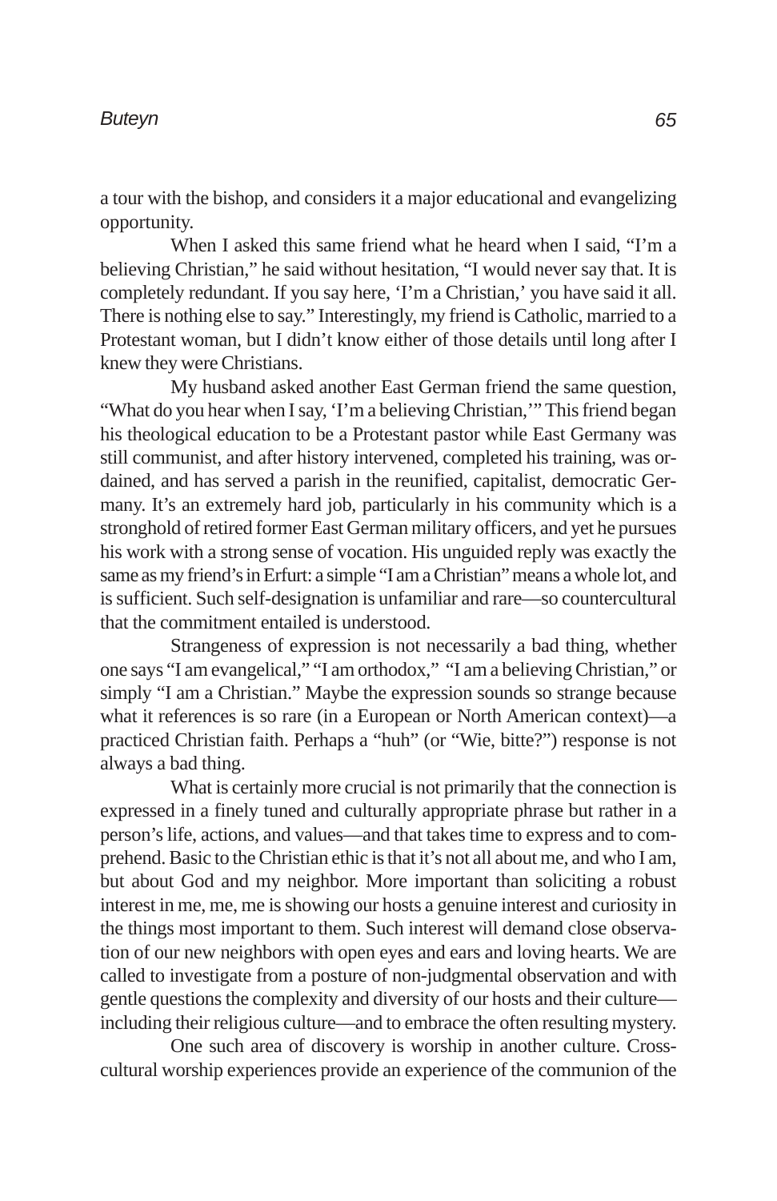a tour with the bishop, and considers it a major educational and evangelizing opportunity.

When I asked this same friend what he heard when I said, "I'm a believing Christian," he said without hesitation, "I would never say that. It is completely redundant. If you say here, 'I'm a Christian,' you have said it all. There is nothing else to say." Interestingly, my friend is Catholic, married to a Protestant woman, but I didn't know either of those details until long after I knew they were Christians.

My husband asked another East German friend the same question, "What do you hear when I say, 'I'm a believing Christian,'" This friend began his theological education to be a Protestant pastor while East Germany was still communist, and after history intervened, completed his training, was ordained, and has served a parish in the reunified, capitalist, democratic Germany. It's an extremely hard job, particularly in his community which is a stronghold of retired former East German military officers, and yet he pursues his work with a strong sense of vocation. His unguided reply was exactly the same as my friend's in Erfurt: a simple "I am a Christian" means a whole lot, and is sufficient. Such self-designation is unfamiliar and rare—so countercultural that the commitment entailed is understood.

Strangeness of expression is not necessarily a bad thing, whether one says "I am evangelical," "I am orthodox," "I am a believing Christian," or simply "I am a Christian." Maybe the expression sounds so strange because what it references is so rare (in a European or North American context)—a practiced Christian faith. Perhaps a "huh" (or "Wie, bitte?") response is not always a bad thing.

What is certainly more crucial is not primarily that the connection is expressed in a finely tuned and culturally appropriate phrase but rather in a person's life, actions, and values—and that takes time to express and to comprehend. Basic to the Christian ethic is that it's not all about me, and who I am, but about God and my neighbor. More important than soliciting a robust interest in me, me, me is showing our hosts a genuine interest and curiosity in the things most important to them. Such interest will demand close observation of our new neighbors with open eyes and ears and loving hearts. We are called to investigate from a posture of non-judgmental observation and with gentle questions the complexity and diversity of our hosts and their culture—including their religious culture—and to embrace the often resulting mystery.

One such area of discovery is worship in another culture. Cross-cultural worship experiences provide an experience of the communion of the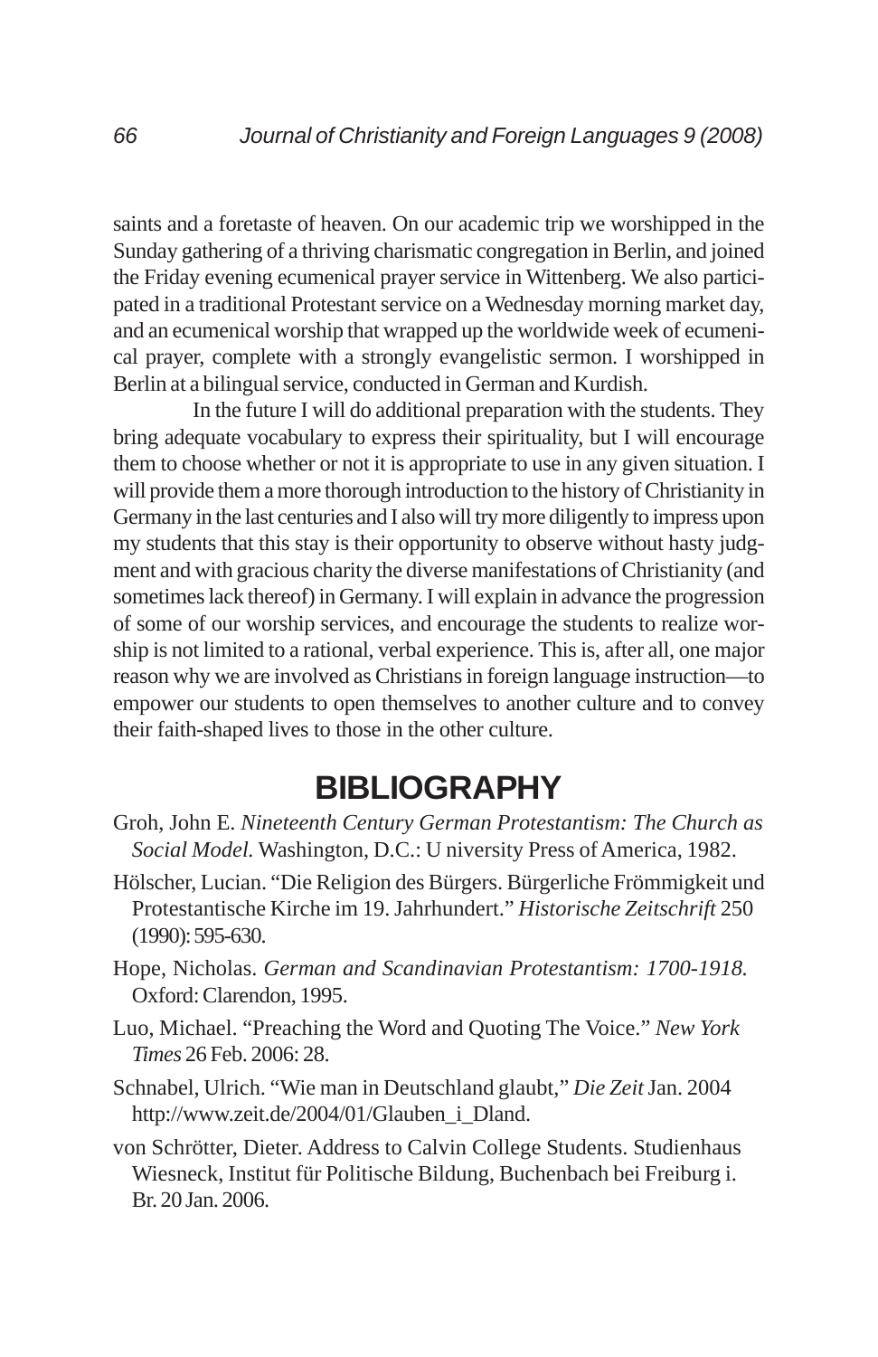saints and a foretaste of heaven. On our academic trip we worshipped in the Sunday gathering of a thriving charismatic congregation in Berlin, and joined the Friday evening ecumenical prayer service in Wittenberg. We also participated in a traditional Protestant service on a Wednesday morning market day, and an ecumenical worship that wrapped up the worldwide week of ecumenical prayer, complete with a strongly evangelistic sermon. I worshipped in Berlin at a bilingual service, conducted in German and Kurdish.

In the future I will do additional preparation with the students. They bring adequate vocabulary to express their spirituality, but I will encourage them to choose whether or not it is appropriate to use in any given situation. I will provide them a more thorough introduction to the history of Christianity in Germany in the last centuries and I also will try more diligently to impress upon my students that this stay is their opportunity to observe without hasty judgment and with gracious charity the diverse manifestations of Christianity (and sometimes lack thereof) in Germany. I will explain in advance the progression of some of our worship services, and encourage the students to realize worship is not limited to a rational, verbal experience. This is, after all, one major reason why we are involved as Christians in foreign language instruction—to empower our students to open themselves to another culture and to convey their faith-shaped lives to those in the other culture.

# BIBLIOGRAPHY

Groh, John E. *Nineteenth Century German Protestantism: The Church as Social Model.* Washington, D.C.: U niversity Press of America, 1982.

Hölscher, Lucian. "Die Religion des Bürgers. Bürgerliche Frömmigkeit und Protestantische Kirche im 19. Jahrhundert." *Historische Zeitschrift* 250 (1990): 595-630.

Hope, Nicholas. *German and Scandinavian Protestantism: 1700-1918.* Oxford: Clarendon, 1995.

Luo, Michael. "Preaching the Word and Quoting The Voice." *New York Times* 26 Feb. 2006: 28.

Schnabel, Ulrich. "Wie man in Deutschland glaubt," *Die Zeit* Jan. 2004 http://www.zeit.de/2004/01/Glauben_i_Dland.

von Schrötter, Dieter. Address to Calvin College Students. Studienhaus Wiesneck, Institut für Politische Bildung, Buchenbach bei Freiburg i. Br. 20 Jan. 2006.